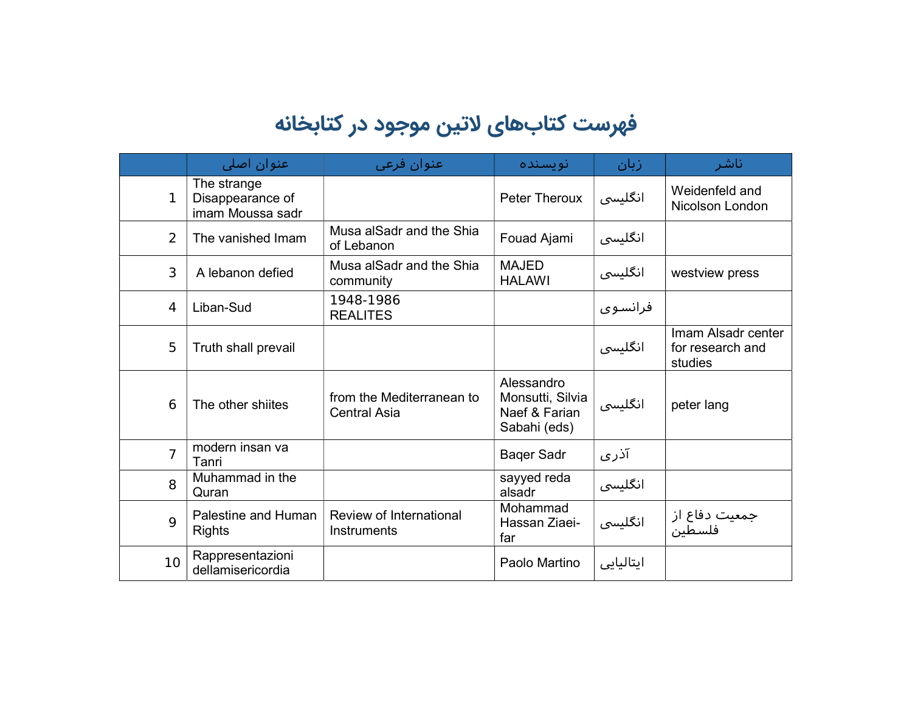# فهرست کتاب‌های لاتین موجود در کتابخانه

| | عنوان اصلی | عنوان فرعی | نویسنده | زبان | ناشر |
|---|---|---|---|---|---|
| 1 | The strange Disappearance of imam Moussa sadr | | Peter Theroux | انگلیسی | Weidenfeld and Nicolson London |
| 2 | The vanished Imam | Musa alSadr and the Shia of Lebanon | Fouad Ajami | انگلیسی | |
| 3 | A lebanon defied | Musa alSadr and the Shia community | MAJED HALAWI | انگلیسی | westview press |
| 4 | Liban-Sud | 1948-1986 REALITES | | فرانسوی | |
| 5 | Truth shall prevail | | | انگلیسی | Imam Alsadr center for research and studies |
| 6 | The other shiites | from the Mediterranean to Central Asia | Alessandro Monsutti, Silvia Naef & Farian Sabahi (eds) | انگلیسی | peter lang |
| 7 | modern insan va Tanri | | Baqer Sadr | آذری | |
| 8 | Muhammad in the Quran | | sayyed reda alsadr | انگلیسی | |
| 9 | Palestine and Human Rights | Review of International Instruments | Mohammad Hassan Ziaei-far | انگلیسی | جمعیت دفاع از فلسطین |
| 10 | Rappresentazioni dellamisericordia | | Paolo Martino | ایتالیایی | |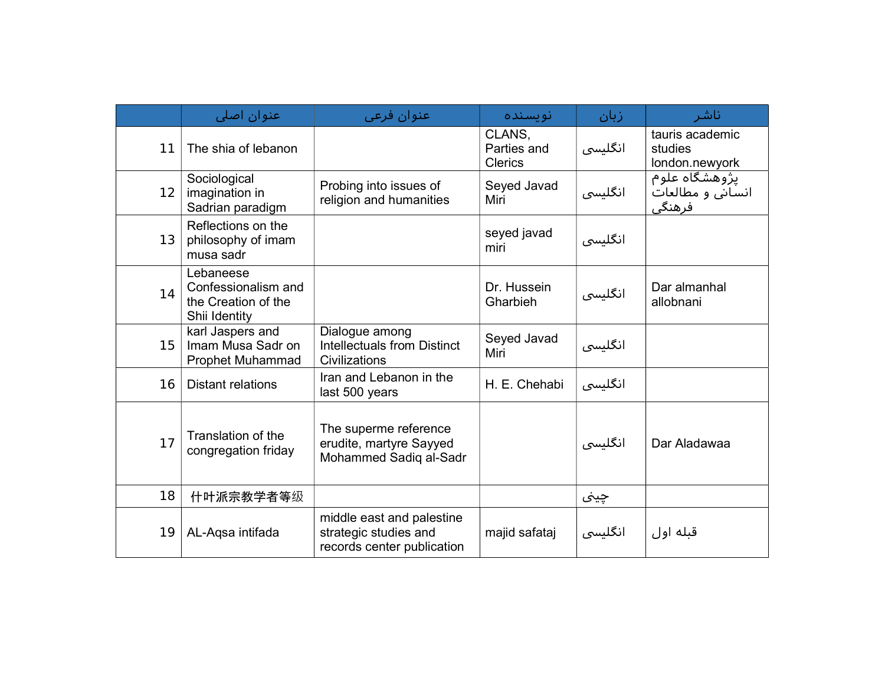|  | عنوان اصلی | عنوان فرعی | نویسنده | زبان | ناشر |
|---|---|---|---|---|---|
| 11 | The shia of lebanon |  | CLANS, Parties and Clerics | انگلیسی | tauris academic studies london.newyork |
| 12 | Sociological imagination in Sadrian paradigm | Probing into issues of religion and humanities | Seyed Javad Miri | انگلیسی | پژوهشگاه علوم انسانی و مطالعات فرهنگی |
| 13 | Reflections on the philosophy of imam musa sadr |  | seyed javad miri | انگلیسی |  |
| 14 | Lebaneese Confessionalism and the Creation of the Shii Identity |  | Dr. Hussein Gharbieh | انگلیسی | Dar almanhal allobnani |
| 15 | karl Jaspers and Imam Musa Sadr on Prophet Muhammad | Dialogue among Intellectuals from Distinct Civilizations | Seyed Javad Miri | انگلیسی |  |
| 16 | Distant relations | Iran and Lebanon in the last 500 years | H. E. Chehabi | انگلیسی |  |
| 17 | Translation of the congregation friday | The superme reference erudite, martyre Sayyed Mohammed Sadiq al-Sadr |  | انگلیسی | Dar Aladawaa |
| 18 | 什叶派宗教学者等级 |  |  | چینی |  |
| 19 | AL-Aqsa intifada | middle east and palestine strategic studies and records center publication | majid safataj | انگلیسی | قبله اول |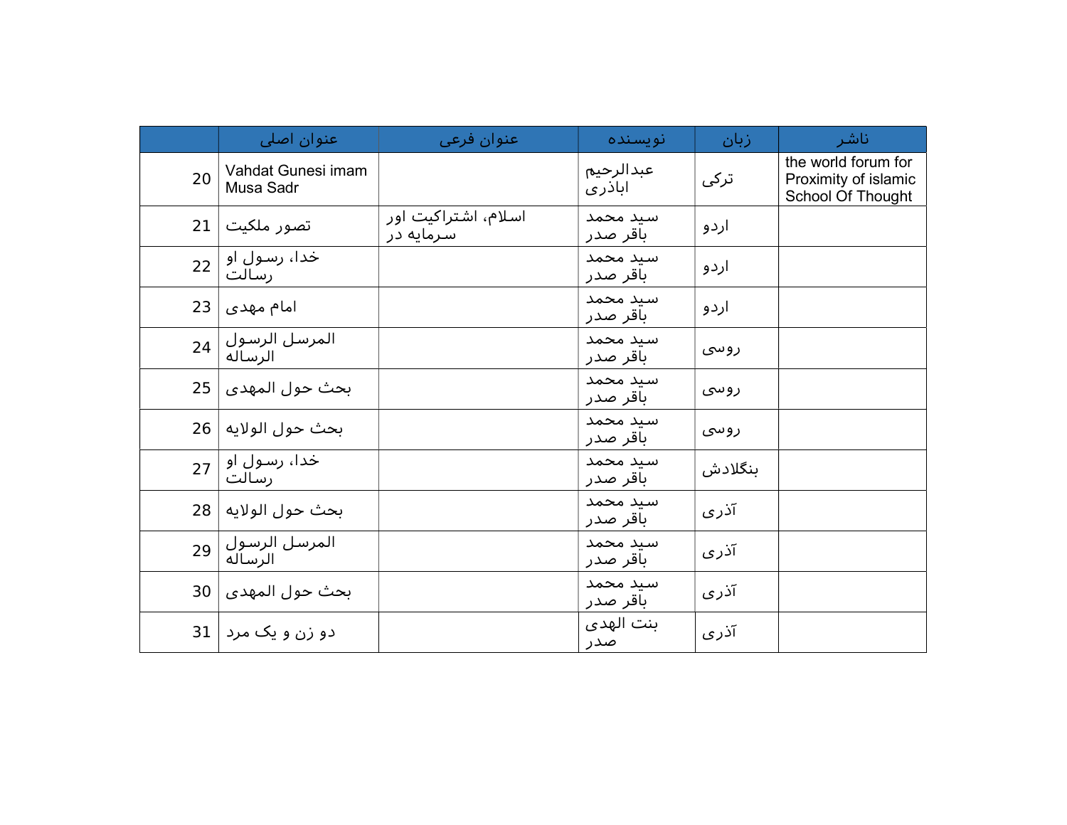| | عنوان اصلی | عنوان فرعی | نویسنده | زبان | ناشر |
|---|---|---|---|---|---|
| 20 | Vahdat Gunesi imam Musa Sadr | | عبدالرحیم اباذری | ترکی | the world forum for Proximity of islamic School Of Thought |
| 21 | تصور ملکیت | اسلام، اشتراکیت اور سرمایه در | سید محمد باقر صدر | اردو | |
| 22 | خدا، رسول او رسالت | | سید محمد باقر صدر | اردو | |
| 23 | امام مهدی | | سید محمد باقر صدر | اردو | |
| 24 | المرسل الرسول الرساله | | سید محمد باقر صدر | روسی | |
| 25 | بحث حول المهدی | | سید محمد باقر صدر | روسی | |
| 26 | بحث حول الولایه | | سید محمد باقر صدر | روسی | |
| 27 | خدا، رسول او رسالت | | سید محمد باقر صدر | بنگلادش | |
| 28 | بحث حول الولایه | | سید محمد باقر صدر | آذری | |
| 29 | المرسل الرسول الرساله | | سید محمد باقر صدر | آذری | |
| 30 | بحث حول المهدی | | سید محمد باقر صدر | آذری | |
| 31 | دو زن و یک مرد | | بنت الهدی صدر | آذری | |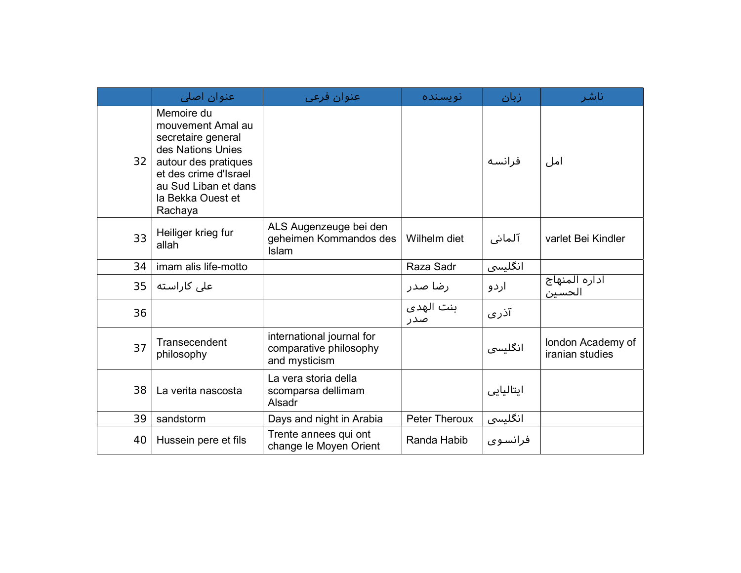| | عنوان اصلی | عنوان فرعی | نویسنده | زبان | ناشر |
|---|---|---|---|---|---|
| 32 | Memoire du mouvement Amal au secretaire general des Nations Unies autour des pratiques et des crime d'Israel au Sud Liban et dans la Bekka Ouest et Rachaya | | | فرانسه | امل |
| 33 | Heiliger krieg fur allah | ALS Augenzeuge bei den geheimen Kommandos des Islam | Wilhelm diet | آلمانی | varlet Bei Kindler |
| 34 | imam alis life-motto | | Raza Sadr | انگلیسی | |
| 35 | علی کاراسته | | رضا صدر | اردو | اداره المنهاج الحسین |
| 36 | | | بنت الهدی صدر | آذری | |
| 37 | Transecendent philosophy | international journal for comparative philosophy and mysticism | | انگلیسی | london Academy of iranian studies |
| 38 | La verita nascosta | La vera storia della scomparsa dellimam Alsadr | | ایتالیایی | |
| 39 | sandstorm | Days and night in Arabia | Peter Theroux | انگلیسی | |
| 40 | Hussein pere et fils | Trente annees qui ont change le Moyen Orient | Randa Habib | فرانسوی | |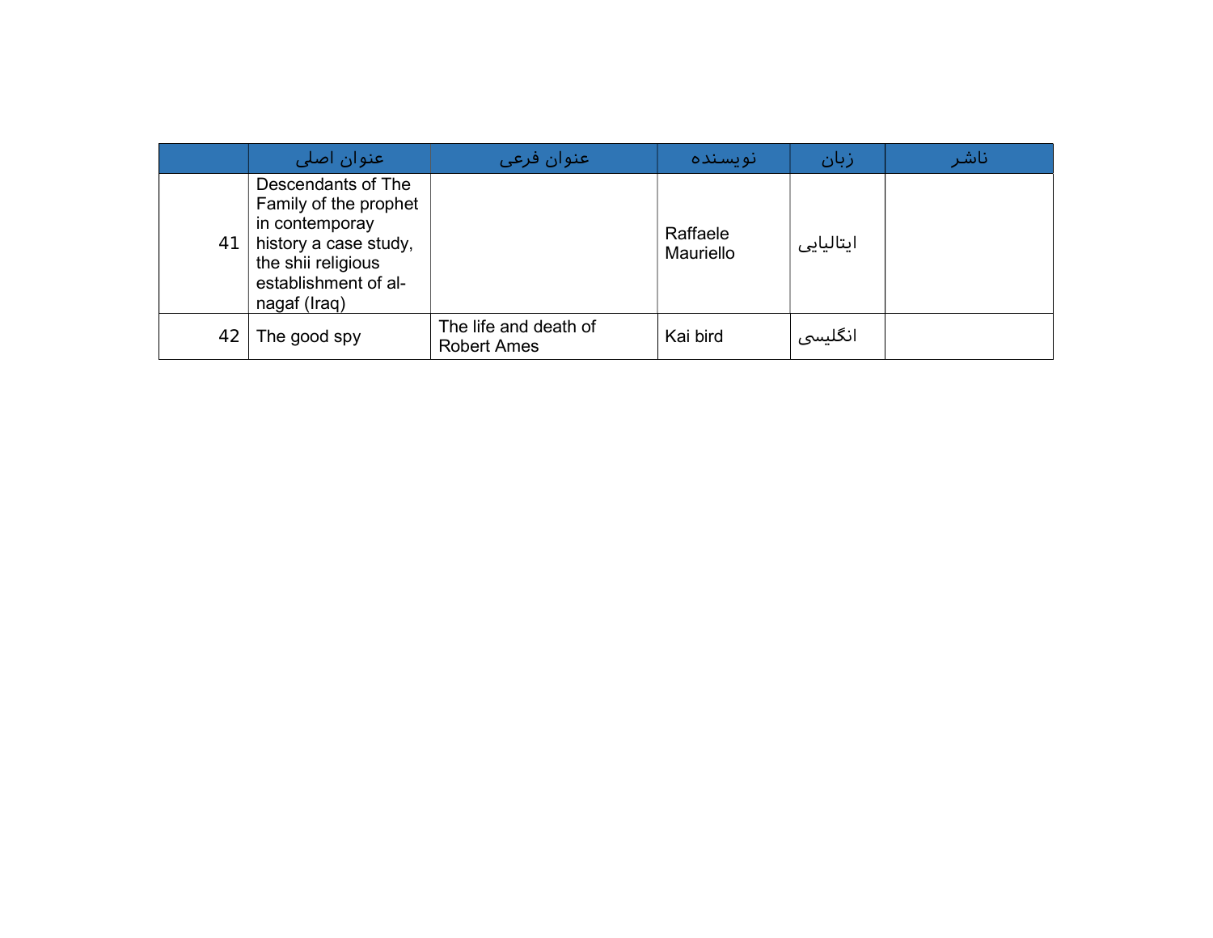| | عنوان اصلی | عنوان فرعی | نویسنده | زبان | ناشر |
|---|---|---|---|---|---|
| 41 | Descendants of The Family of the prophet in contemporay history a case study, the shii religious establishment of al-nagaf (Iraq) | | Raffaele Mauriello | ایتالیایی | |
| 42 | The good spy | The life and death of Robert Ames | Kai bird | انگلیسی | |